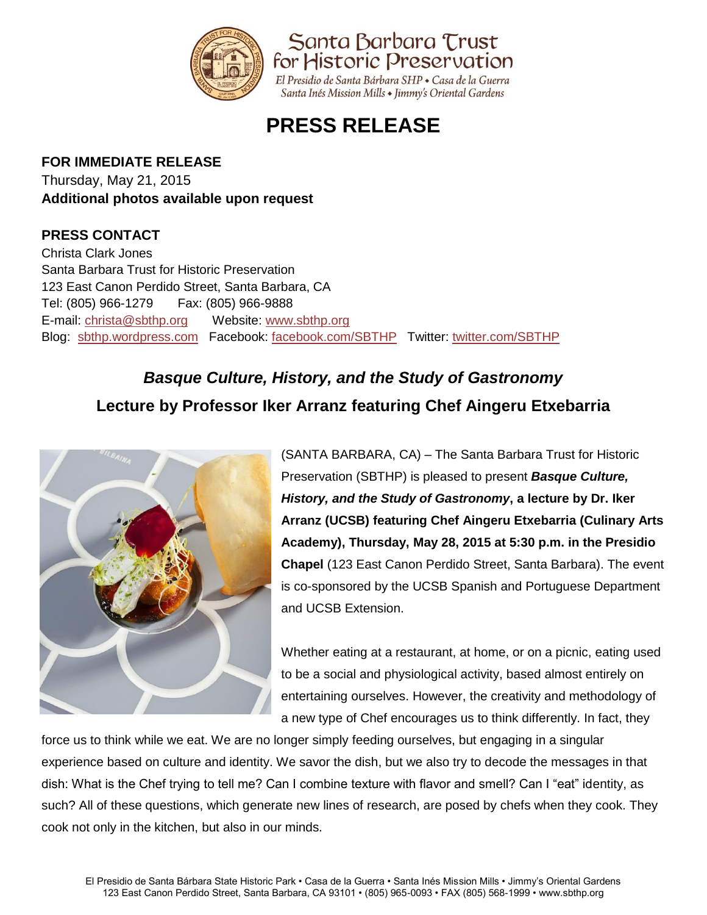Santa Barbara Trust for Historic Preservation

El Presidio de Santa Bárbara SHP • Casa de la Guerra
Santa Inés Mission Mills • Jimmy's Oriental Gardens

# PRESS RELEASE

**FOR IMMEDIATE RELEASE**
Thursday, May 21, 2015
**Additional photos available upon request**

**PRESS CONTACT**
Christa Clark Jones
Santa Barbara Trust for Historic Preservation
123 East Canon Perdido Street, Santa Barbara, CA
Tel: (805) 966-1279 Fax: (805) 966-9888
E-mail: christa@sbthp.org Website: www.sbthp.org
Blog: sbthp.wordpress.com Facebook: facebook.com/SBTHP Twitter: twitter.com/SBTHP

## *Basque Culture, History, and the Study of Gastronomy*
## Lecture by Professor Iker Arranz featuring Chef Aingeru Etxebarria

(SANTA BARBARA, CA) – The Santa Barbara Trust for Historic Preservation (SBTHP) is pleased to present ***Basque Culture, History, and the Study of Gastronomy*****, a lecture by Dr. Iker Arranz (UCSB) featuring Chef Aingeru Etxebarria (Culinary Arts Academy), Thursday, May 28, 2015 at 5:30 p.m. in the Presidio Chapel** (123 East Canon Perdido Street, Santa Barbara). The event is co-sponsored by the UCSB Spanish and Portuguese Department and UCSB Extension.

Whether eating at a restaurant, at home, or on a picnic, eating used to be a social and physiological activity, based almost entirely on entertaining ourselves. However, the creativity and methodology of a new type of Chef encourages us to think differently. In fact, they force us to think while we eat. We are no longer simply feeding ourselves, but engaging in a singular experience based on culture and identity. We savor the dish, but we also try to decode the messages in that dish: What is the Chef trying to tell me? Can I combine texture with flavor and smell? Can I "eat" identity, as such? All of these questions, which generate new lines of research, are posed by chefs when they cook. They cook not only in the kitchen, but also in our minds.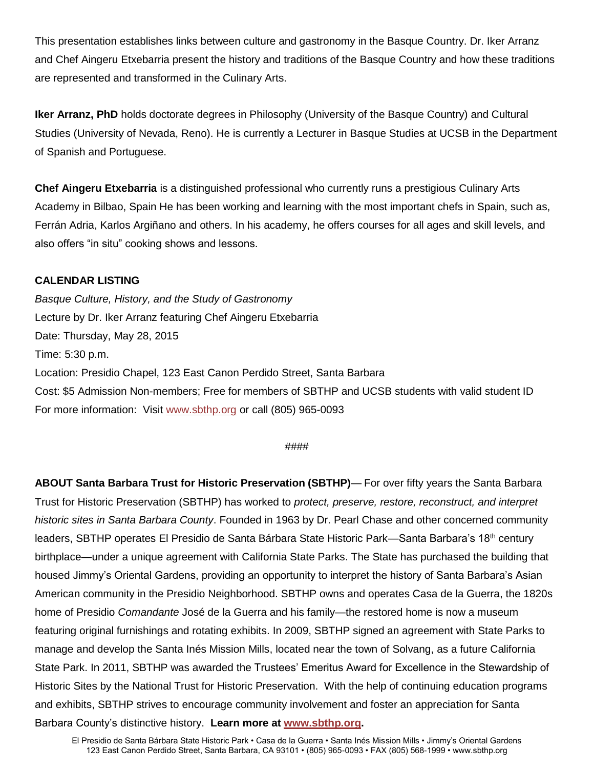This presentation establishes links between culture and gastronomy in the Basque Country. Dr. Iker Arranz and Chef Aingeru Etxebarria present the history and traditions of the Basque Country and how these traditions are represented and transformed in the Culinary Arts.

**Iker Arranz, PhD** holds doctorate degrees in Philosophy (University of the Basque Country) and Cultural Studies (University of Nevada, Reno). He is currently a Lecturer in Basque Studies at UCSB in the Department of Spanish and Portuguese.

**Chef Aingeru Etxebarria** is a distinguished professional who currently runs a prestigious Culinary Arts Academy in Bilbao, Spain He has been working and learning with the most important chefs in Spain, such as, Ferrán Adria, Karlos Argiñano and others. In his academy, he offers courses for all ages and skill levels, and also offers "in situ" cooking shows and lessons.

**CALENDAR LISTING**

*Basque Culture, History, and the Study of Gastronomy*
Lecture by Dr. Iker Arranz featuring Chef Aingeru Etxebarria
Date: Thursday, May 28, 2015
Time: 5:30 p.m.
Location: Presidio Chapel, 123 East Canon Perdido Street, Santa Barbara
Cost: $5 Admission Non-members; Free for members of SBTHP and UCSB students with valid student ID
For more information: Visit www.sbthp.org or call (805) 965-0093

####

**ABOUT Santa Barbara Trust for Historic Preservation (SBTHP)**— For over fifty years the Santa Barbara Trust for Historic Preservation (SBTHP) has worked to *protect, preserve, restore, reconstruct, and interpret historic sites in Santa Barbara County*. Founded in 1963 by Dr. Pearl Chase and other concerned community leaders, SBTHP operates El Presidio de Santa Bárbara State Historic Park—Santa Barbara's 18th century birthplace—under a unique agreement with California State Parks. The State has purchased the building that housed Jimmy's Oriental Gardens, providing an opportunity to interpret the history of Santa Barbara's Asian American community in the Presidio Neighborhood. SBTHP owns and operates Casa de la Guerra, the 1820s home of Presidio *Comandante* José de la Guerra and his family—the restored home is now a museum featuring original furnishings and rotating exhibits. In 2009, SBTHP signed an agreement with State Parks to manage and develop the Santa Inés Mission Mills, located near the town of Solvang, as a future California State Park. In 2011, SBTHP was awarded the Trustees' Emeritus Award for Excellence in the Stewardship of Historic Sites by the National Trust for Historic Preservation. With the help of continuing education programs and exhibits, SBTHP strives to encourage community involvement and foster an appreciation for Santa Barbara County's distinctive history. **Learn more at www.sbthp.org.**

El Presidio de Santa Bárbara State Historic Park • Casa de la Guerra • Santa Inés Mission Mills • Jimmy's Oriental Gardens
123 East Canon Perdido Street, Santa Barbara, CA 93101 • (805) 965-0093 • FAX (805) 568-1999 • www.sbthp.org